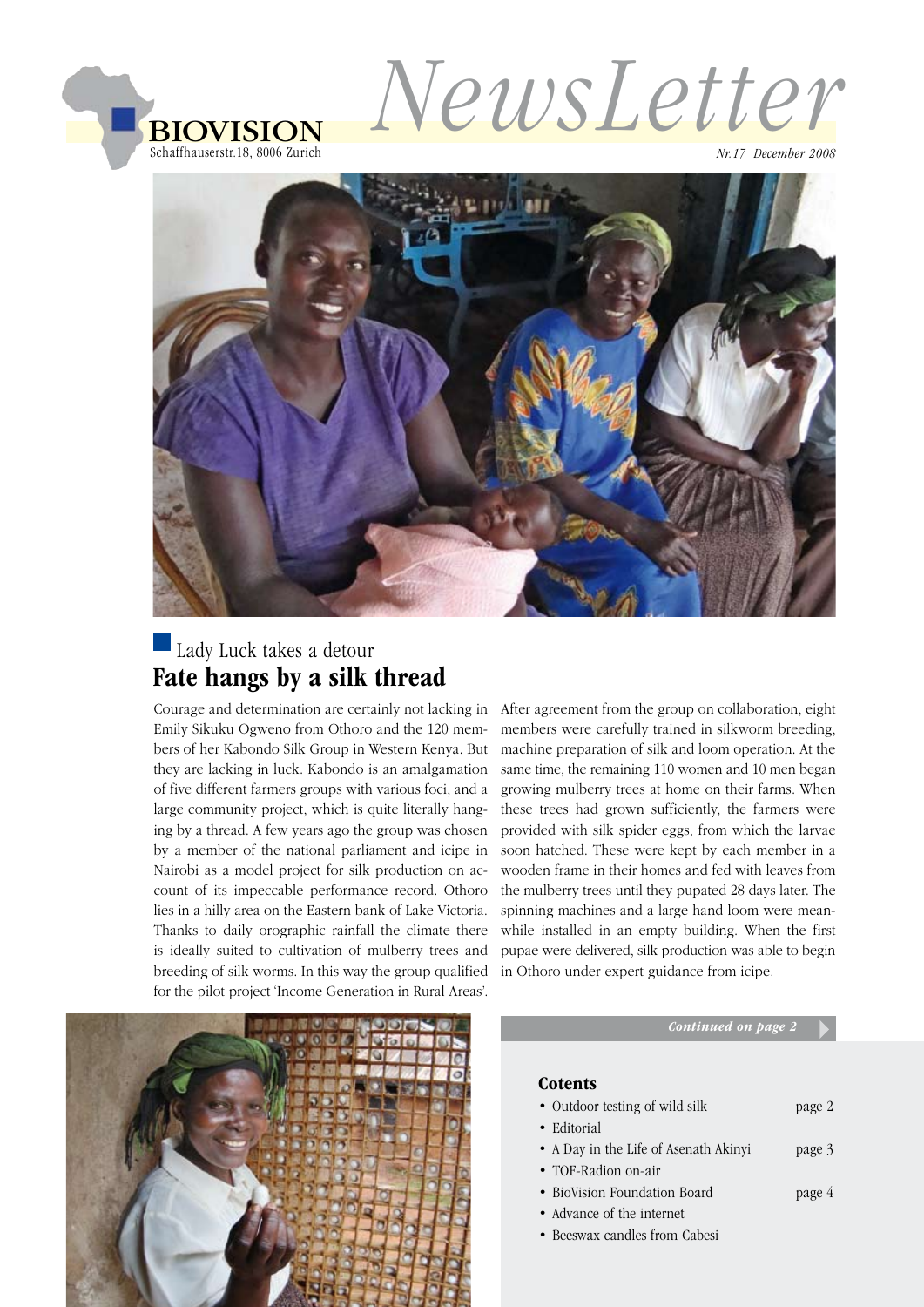# BIOVISION

Schaffhauserstr.18, 8006 Zurich

# NewsLetter

*Nr.17 December 2008*

Lady Luck takes a detour

## Fate hangs by a silk thread

Courage and determination are certainly not lacking in Emily Sikuku Ogweno from Othoro and the 120 members of her Kabondo Silk Group in Western Kenya. But they are lacking in luck. Kabondo is an amalgamation of five different farmers groups with various foci, and a large community project, which is quite literally hanging by a thread. A few years ago the group was chosen by a member of the national parliament and icipe in Nairobi as a model project for silk production on account of its impeccable performance record. Othoro lies in a hilly area on the Eastern bank of Lake Victoria. Thanks to daily orographic rainfall the climate there is ideally suited to cultivation of mulberry trees and breeding of silk worms. In this way the group qualified for the pilot project 'Income Generation in Rural Areas'.

After agreement from the group on collaboration, eight members were carefully trained in silkworm breeding, machine preparation of silk and loom operation. At the same time, the remaining 110 women and 10 men began growing mulberry trees at home on their farms. When these trees had grown sufficiently, the farmers were provided with silk spider eggs, from which the larvae soon hatched. These were kept by each member in a wooden frame in their homes and fed with leaves from the mulberry trees until they pupated 28 days later. The spinning machines and a large hand loom were meanwhile installed in an empty building. When the first pupae were delivered, silk production was able to begin in Othoro under expert guidance from icipe.

*Continued on page 2*

### Cotents

- Outdoor testing of wild silk — page 2
- Editorial
- A Day in the Life of Asenath Akinyi — page 3
- TOF-Radion on-air
- BioVision Foundation Board — page 4
- Advance of the internet
- Beeswax candles from Cabesi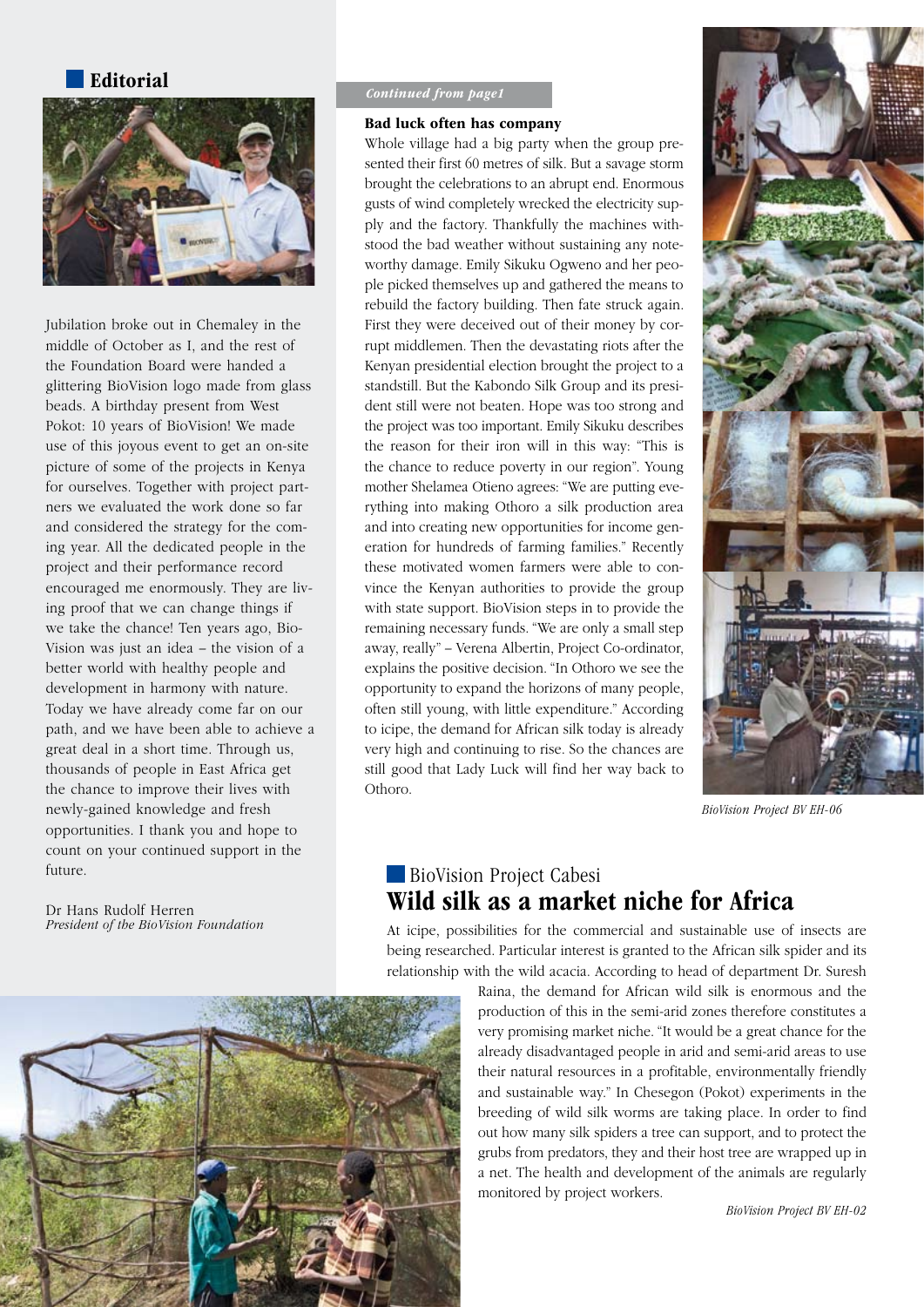## Editorial

Jubilation broke out in Chemaley in the middle of October as I, and the rest of the Foundation Board were handed a glittering BioVision logo made from glass beads. A birthday present from West Pokot: 10 years of BioVision! We made use of this joyous event to get an on-site picture of some of the projects in Kenya for ourselves. Together with project partners we evaluated the work done so far and considered the strategy for the coming year. All the dedicated people in the project and their performance record encouraged me enormously. They are living proof that we can change things if we take the chance! Ten years ago, BioVision was just an idea – the vision of a better world with healthy people and development in harmony with nature. Today we have already come far on our path, and we have been able to achieve a great deal in a short time. Through us, thousands of people in East Africa get the chance to improve their lives with newly-gained knowledge and fresh opportunities. I thank you and hope to count on your continued support in the future.

Dr Hans Rudolf Herren
*President of the BioVision Foundation*

*Continued from page1*

### Bad luck often has company

Whole village had a big party when the group presented their first 60 metres of silk. But a savage storm brought the celebrations to an abrupt end. Enormous gusts of wind completely wrecked the electricity supply and the factory. Thankfully the machines withstood the bad weather without sustaining any noteworthy damage. Emily Sikuku Ogweno and her people picked themselves up and gathered the means to rebuild the factory building. Then fate struck again. First they were deceived out of their money by corrupt middlemen. Then the devastating riots after the Kenyan presidential election brought the project to a standstill. But the Kabondo Silk Group and its president still were not beaten. Hope was too strong and the project was too important. Emily Sikuku describes the reason for their iron will in this way: "This is the chance to reduce poverty in our region". Young mother Shelamea Otieno agrees: "We are putting everything into making Othoro a silk production area and into creating new opportunities for income generation for hundreds of farming families." Recently these motivated women farmers were able to convince the Kenyan authorities to provide the group with state support. BioVision steps in to provide the remaining necessary funds. "We are only a small step away, really" – Verena Albertin, Project Co-ordinator, explains the positive decision. "In Othoro we see the opportunity to expand the horizons of many people, often still young, with little expenditure." According to icipe, the demand for African silk today is already very high and continuing to rise. So the chances are still good that Lady Luck will find her way back to Othoro.

*BioVision Project BV EH-06*

## BioVision Project Cabesi
## Wild silk as a market niche for Africa

At icipe, possibilities for the commercial and sustainable use of insects are being researched. Particular interest is granted to the African silk spider and its relationship with the wild acacia. According to head of department Dr. Suresh Raina, the demand for African wild silk is enormous and the production of this in the semi-arid zones therefore constitutes a very promising market niche. "It would be a great chance for the already disadvantaged people in arid and semi-arid areas to use their natural resources in a profitable, environmentally friendly and sustainable way." In Chesegon (Pokot) experiments in the breeding of wild silk worms are taking place. In order to find out how many silk spiders a tree can support, and to protect the grubs from predators, they and their host tree are wrapped up in a net. The health and development of the animals are regularly monitored by project workers.

*BioVision Project BV EH-02*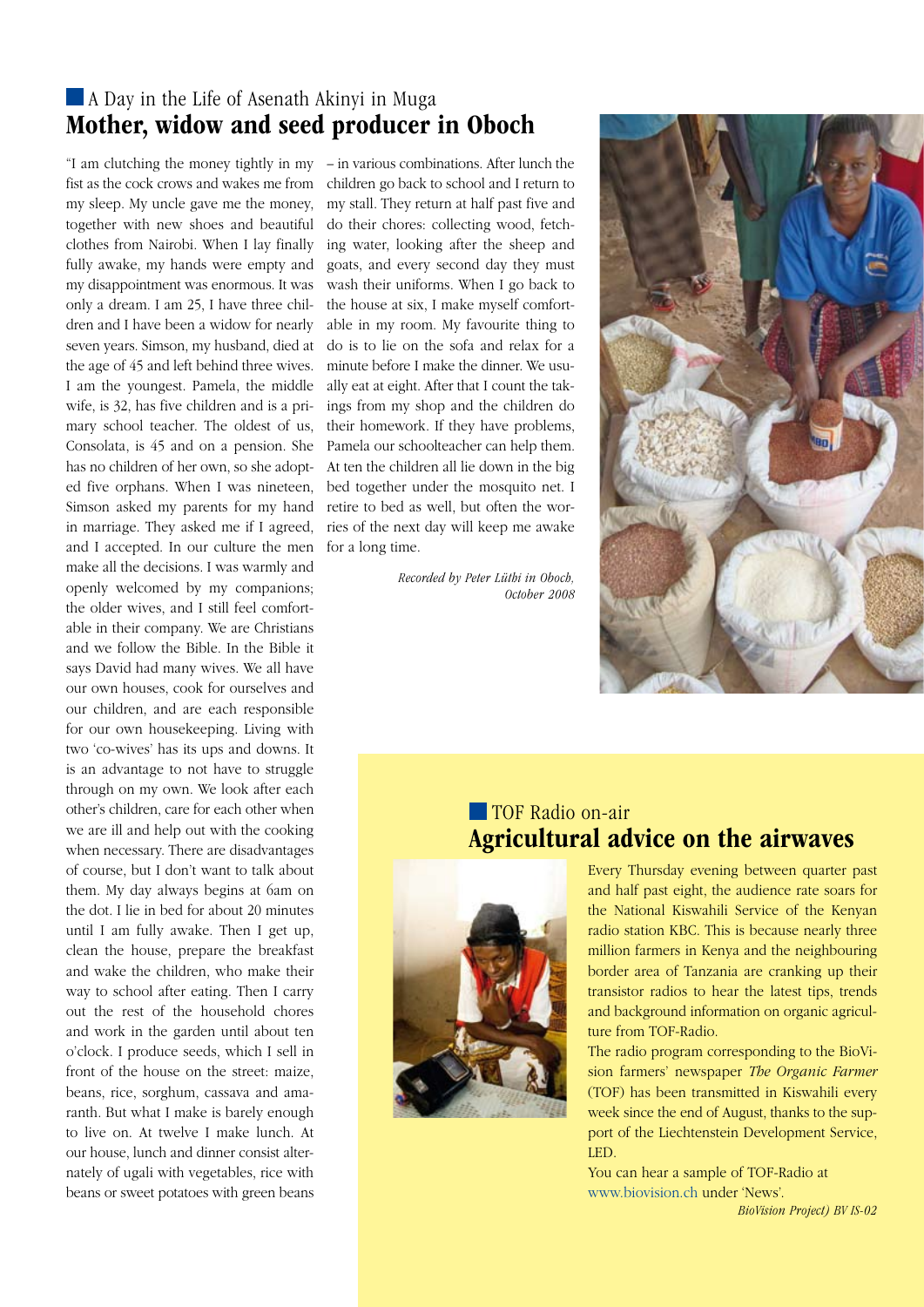## A Day in the Life of Asenath Akinyi in Muga

# Mother, widow and seed producer in Oboch

"I am clutching the money tightly in my fist as the cock crows and wakes me from my sleep. My uncle gave me the money, together with new shoes and beautiful clothes from Nairobi. When I lay finally fully awake, my hands were empty and my disappointment was enormous. It was only a dream. I am 25, I have three children and I have been a widow for nearly seven years. Simson, my husband, died at the age of 45 and left behind three wives. I am the youngest. Pamela, the middle wife, is 32, has five children and is a primary school teacher. The oldest of us, Consolata, is 45 and on a pension. She has no children of her own, so she adopted five orphans. When I was nineteen, Simson asked my parents for my hand in marriage. They asked me if I agreed, and I accepted. In our culture the men make all the decisions. I was warmly and openly welcomed by my companions; the older wives, and I still feel comfortable in their company. We are Christians and we follow the Bible. In the Bible it says David had many wives. We all have our own houses, cook for ourselves and our children, and are each responsible for our own housekeeping. Living with two 'co-wives' has its ups and downs. It is an advantage to not have to struggle through on my own. We look after each other's children, care for each other when we are ill and help out with the cooking when necessary. There are disadvantages of course, but I don't want to talk about them. My day always begins at 6am on the dot. I lie in bed for about 20 minutes until I am fully awake. Then I get up, clean the house, prepare the breakfast and wake the children, who make their way to school after eating. Then I carry out the rest of the household chores and work in the garden until about ten o'clock. I produce seeds, which I sell in front of the house on the street: maize, beans, rice, sorghum, cassava and amaranth. But what I make is barely enough to live on. At twelve I make lunch. At our house, lunch and dinner consist alternately of ugali with vegetables, rice with beans or sweet potatoes with green beans – in various combinations. After lunch the children go back to school and I return to my stall. They return at half past five and do their chores: collecting wood, fetching water, looking after the sheep and goats, and every second day they must wash their uniforms. When I go back to the house at six, I make myself comfortable in my room. My favourite thing to do is to lie on the sofa and relax for a minute before I make the dinner. We usually eat at eight. After that I count the takings from my shop and the children do their homework. If they have problems, Pamela our schoolteacher can help them. At ten the children all lie down in the big bed together under the mosquito net. I retire to bed as well, but often the worries of the next day will keep me awake for a long time.

*Recorded by Peter Lüthi in Oboch, October 2008*

## TOF Radio on-air

# Agricultural advice on the airwaves

Every Thursday evening between quarter past and half past eight, the audience rate soars for the National Kiswahili Service of the Kenyan radio station KBC. This is because nearly three million farmers in Kenya and the neighbouring border area of Tanzania are cranking up their transistor radios to hear the latest tips, trends and background information on organic agriculture from TOF-Radio.

The radio program corresponding to the BioVision farmers' newspaper *The Organic Farmer* (TOF) has been transmitted in Kiswahili every week since the end of August, thanks to the support of the Liechtenstein Development Service, LED.

You can hear a sample of TOF-Radio at www.biovision.ch under 'News'.

*BioVision Project) BV IS-02*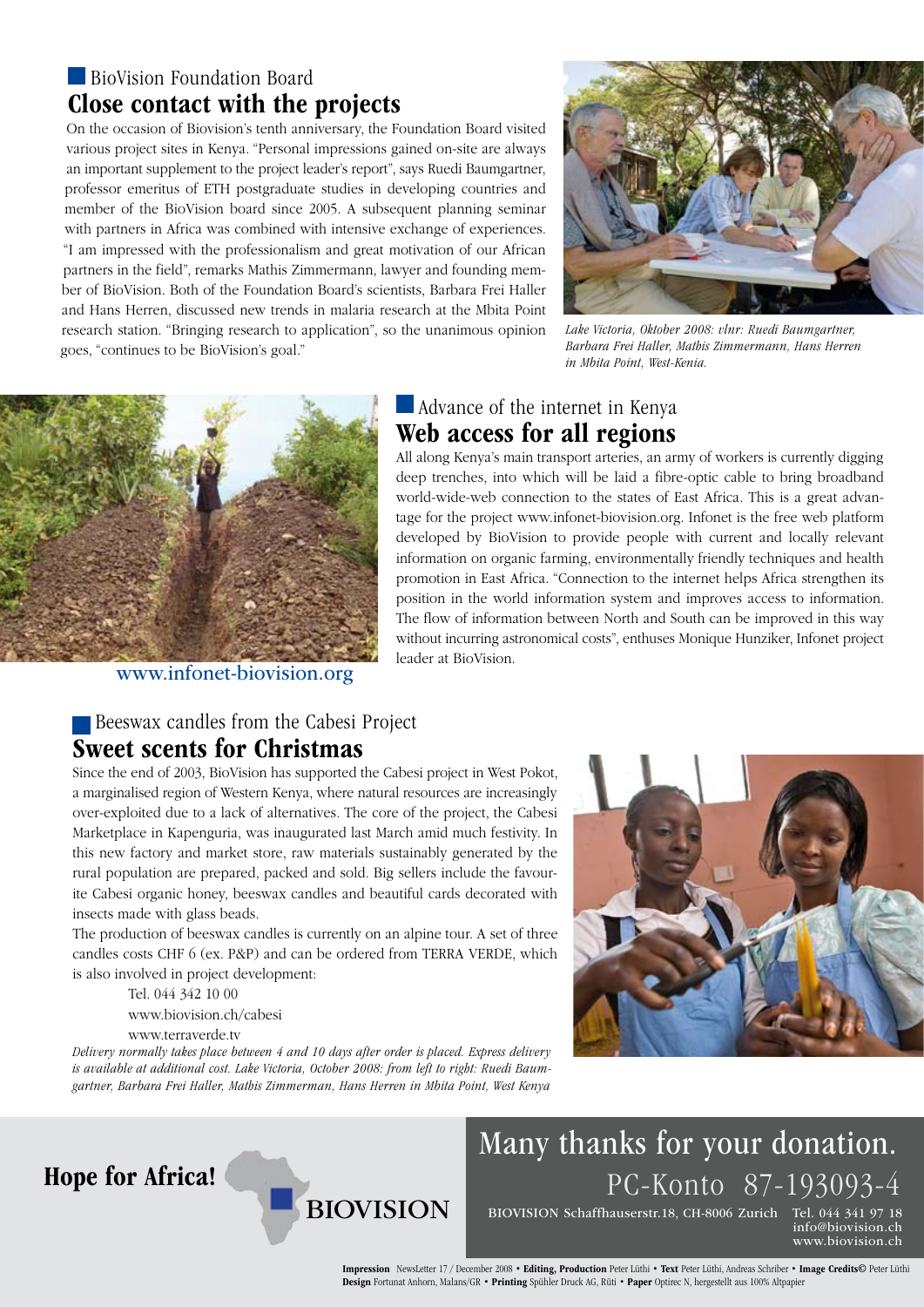## BioVision Foundation Board

# Close contact with the projects

On the occasion of Biovision's tenth anniversary, the Foundation Board visited various project sites in Kenya. "Personal impressions gained on-site are always an important supplement to the project leader's report", says Ruedi Baumgartner, professor emeritus of ETH postgraduate studies in developing countries and member of the BioVision board since 2005. A subsequent planning seminar with partners in Africa was combined with intensive exchange of experiences. "I am impressed with the professionalism and great motivation of our African partners in the field", remarks Mathis Zimmermann, lawyer and founding member of BioVision. Both of the Foundation Board's scientists, Barbara Frei Haller and Hans Herren, discussed new trends in malaria research at the Mbita Point research station. "Bringing research to application", so the unanimous opinion goes, "continues to be BioVision's goal."

*Lake Victoria, Oktober 2008: vlnr: Ruedi Baumgartner, Barbara Frei Haller, Mathis Zimmermann, Hans Herren in Mbita Point, West-Kenia.*

## Advance of the internet in Kenya

# Web access for all regions

All along Kenya's main transport arteries, an army of workers is currently digging deep trenches, into which will be laid a fibre-optic cable to bring broadband world-wide-web connection to the states of East Africa. This is a great advantage for the project www.infonet-biovision.org. Infonet is the free web platform developed by BioVision to provide people with current and locally relevant information on organic farming, environmentally friendly techniques and health promotion in East Africa. "Connection to the internet helps Africa strengthen its position in the world information system and improves access to information. The flow of information between North and South can be improved in this way without incurring astronomical costs", enthuses Monique Hunziker, Infonet project leader at BioVision.

www.infonet-biovision.org

## Beeswax candles from the Cabesi Project

# Sweet scents for Christmas

Since the end of 2003, BioVision has supported the Cabesi project in West Pokot, a marginalised region of Western Kenya, where natural resources are increasingly over-exploited due to a lack of alternatives. The core of the project, the Cabesi Marketplace in Kapenguria, was inaugurated last March amid much festivity. In this new factory and market store, raw materials sustainably generated by the rural population are prepared, packed and sold. Big sellers include the favourite Cabesi organic honey, beeswax candles and beautiful cards decorated with insects made with glass beads.

The production of beeswax candles is currently on an alpine tour. A set of three candles costs CHF 6 (ex. P&P) and can be ordered from TERRA VERDE, which is also involved in project development:

Tel. 044 342 10 00
www.biovision.ch/cabesi
www.terraverde.tv

*Delivery normally takes place between 4 and 10 days after order is placed. Express delivery is available at additional cost. Lake Victoria, October 2008: from left to right: Ruedi Baumgartner, Barbara Frei Haller, Mathis Zimmerman, Hans Herren in Mbita Point, West Kenya*

**Hope for Africa!**

BIOVISION

Many thanks for your donation.
PC-Konto 87-193093-4

BIOVISION Schaffhauserstr.18, CH-8006 Zurich Tel. 044 341 97 18
info@biovision.ch
www.biovision.ch

**Impression** NewsLetter 17 / December 2008 • **Editing, Production** Peter Lüthi • **Text** Peter Lüthi, Andreas Schriber • **Image Credits©** Peter Lüthi
**Design** Fortunat Anhorn, Malans/GR • **Printing** Spühler Druck AG, Rüti • **Paper** Optirec N, hergestellt aus 100% Altpapier